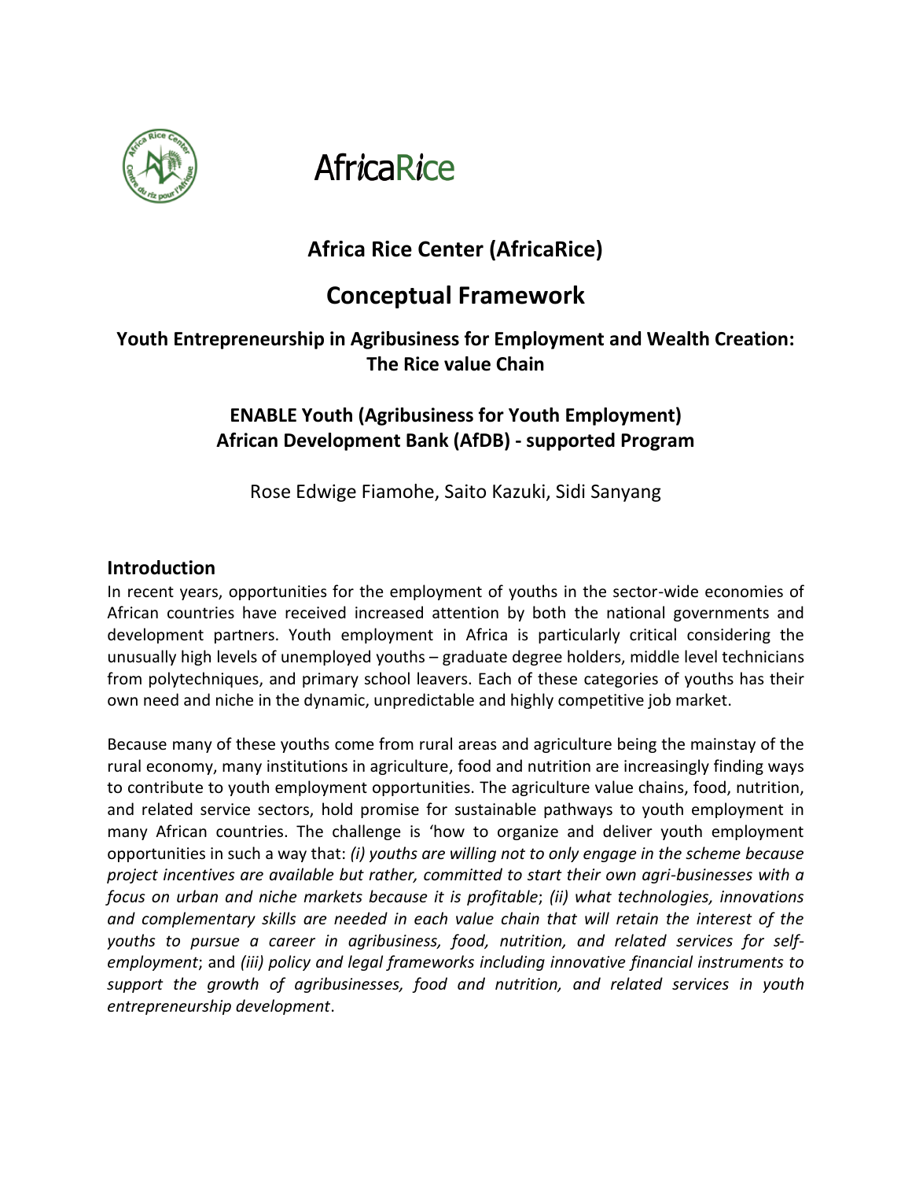AfricaRice

# Africa Rice Center (AfricaRice)

# Conceptual Framework

## Youth Entrepreneurship in Agribusiness for Employment and Wealth Creation: The Rice value Chain

## ENABLE Youth (Agribusiness for Youth Employment) African Development Bank (AfDB) - supported Program

Rose Edwige Fiamohe, Saito Kazuki, Sidi Sanyang

## Introduction

In recent years, opportunities for the employment of youths in the sector-wide economies of African countries have received increased attention by both the national governments and development partners. Youth employment in Africa is particularly critical considering the unusually high levels of unemployed youths – graduate degree holders, middle level technicians from polytechniques, and primary school leavers. Each of these categories of youths has their own need and niche in the dynamic, unpredictable and highly competitive job market.

Because many of these youths come from rural areas and agriculture being the mainstay of the rural economy, many institutions in agriculture, food and nutrition are increasingly finding ways to contribute to youth employment opportunities. The agriculture value chains, food, nutrition, and related service sectors, hold promise for sustainable pathways to youth employment in many African countries. The challenge is 'how to organize and deliver youth employment opportunities in such a way that: *(i) youths are willing not to only engage in the scheme because project incentives are available but rather, committed to start their own agri-businesses with a focus on urban and niche markets because it is profitable*; *(ii) what technologies, innovations and complementary skills are needed in each value chain that will retain the interest of the youths to pursue a career in agribusiness, food, nutrition, and related services for self-employment*; and *(iii) policy and legal frameworks including innovative financial instruments to support the growth of agribusinesses, food and nutrition, and related services in youth entrepreneurship development*.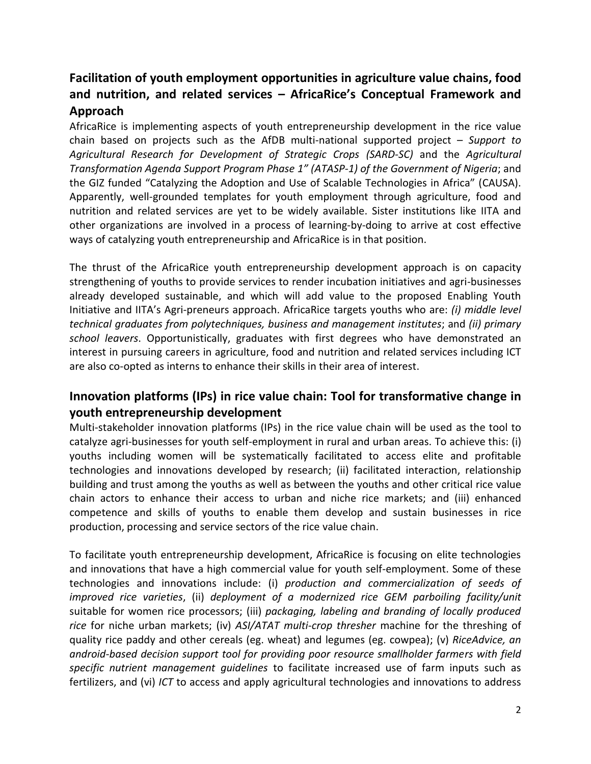## Facilitation of youth employment opportunities in agriculture value chains, food and nutrition, and related services – AfricaRice's Conceptual Framework and Approach

AfricaRice is implementing aspects of youth entrepreneurship development in the rice value chain based on projects such as the AfDB multi-national supported project – *Support to Agricultural Research for Development of Strategic Crops (SARD-SC)* and the *Agricultural Transformation Agenda Support Program Phase 1" (ATASP-1) of the Government of Nigeria*; and the GIZ funded "Catalyzing the Adoption and Use of Scalable Technologies in Africa" (CAUSA). Apparently, well-grounded templates for youth employment through agriculture, food and nutrition and related services are yet to be widely available. Sister institutions like IITA and other organizations are involved in a process of learning-by-doing to arrive at cost effective ways of catalyzing youth entrepreneurship and AfricaRice is in that position.

The thrust of the AfricaRice youth entrepreneurship development approach is on capacity strengthening of youths to provide services to render incubation initiatives and agri-businesses already developed sustainable, and which will add value to the proposed Enabling Youth Initiative and IITA's Agri-preneurs approach. AfricaRice targets youths who are: *(i) middle level technical graduates from polytechniques, business and management institutes*; and *(ii) primary school leavers*. Opportunistically, graduates with first degrees who have demonstrated an interest in pursuing careers in agriculture, food and nutrition and related services including ICT are also co-opted as interns to enhance their skills in their area of interest.

## Innovation platforms (IPs) in rice value chain: Tool for transformative change in youth entrepreneurship development

Multi-stakeholder innovation platforms (IPs) in the rice value chain will be used as the tool to catalyze agri-businesses for youth self-employment in rural and urban areas. To achieve this: (i) youths including women will be systematically facilitated to access elite and profitable technologies and innovations developed by research; (ii) facilitated interaction, relationship building and trust among the youths as well as between the youths and other critical rice value chain actors to enhance their access to urban and niche rice markets; and (iii) enhanced competence and skills of youths to enable them develop and sustain businesses in rice production, processing and service sectors of the rice value chain.

To facilitate youth entrepreneurship development, AfricaRice is focusing on elite technologies and innovations that have a high commercial value for youth self-employment. Some of these technologies and innovations include: (i) *production and commercialization of seeds of improved rice varieties*, (ii) *deployment of a modernized rice GEM parboiling facility/unit* suitable for women rice processors; (iii) *packaging, labeling and branding of locally produced rice* for niche urban markets; (iv) *ASI/ATAT multi-crop thresher* machine for the threshing of quality rice paddy and other cereals (eg. wheat) and legumes (eg. cowpea); (v) *RiceAdvice, an android-based decision support tool for providing poor resource smallholder farmers with field specific nutrient management guidelines* to facilitate increased use of farm inputs such as fertilizers, and (vi) *ICT* to access and apply agricultural technologies and innovations to address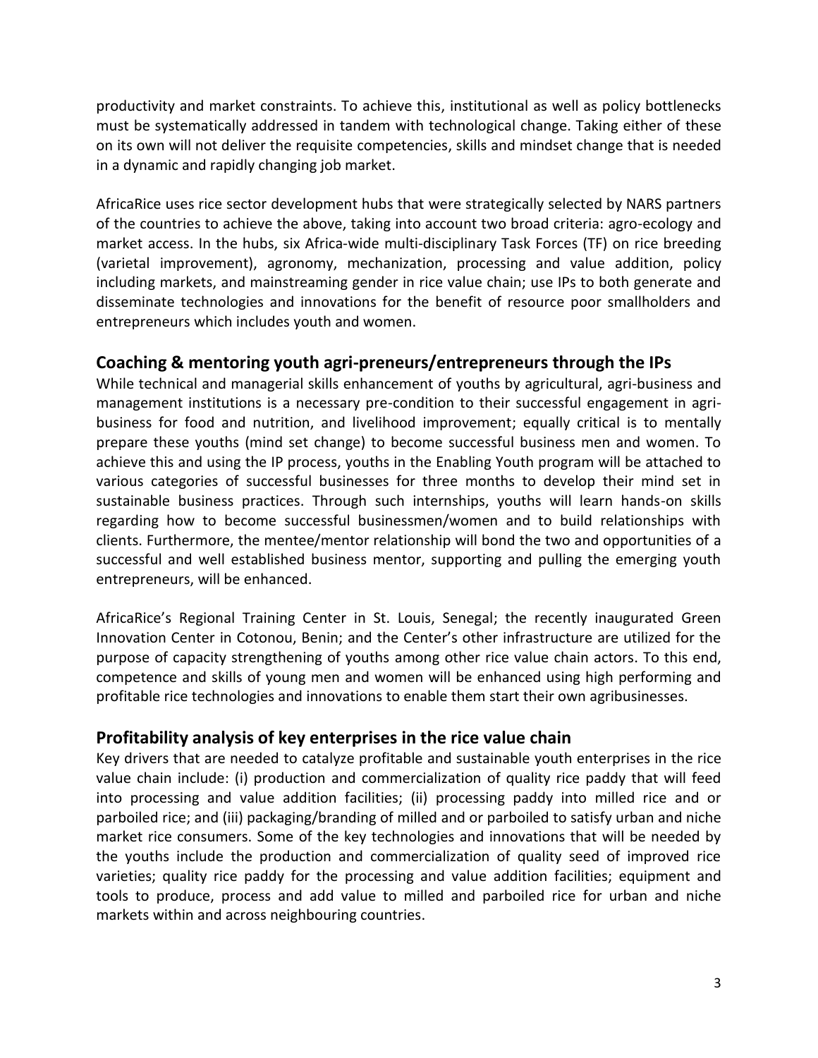productivity and market constraints. To achieve this, institutional as well as policy bottlenecks must be systematically addressed in tandem with technological change. Taking either of these on its own will not deliver the requisite competencies, skills and mindset change that is needed in a dynamic and rapidly changing job market.

AfricaRice uses rice sector development hubs that were strategically selected by NARS partners of the countries to achieve the above, taking into account two broad criteria: agro-ecology and market access. In the hubs, six Africa-wide multi-disciplinary Task Forces (TF) on rice breeding (varietal improvement), agronomy, mechanization, processing and value addition, policy including markets, and mainstreaming gender in rice value chain; use IPs to both generate and disseminate technologies and innovations for the benefit of resource poor smallholders and entrepreneurs which includes youth and women.

## Coaching & mentoring youth agri-preneurs/entrepreneurs through the IPs

While technical and managerial skills enhancement of youths by agricultural, agri-business and management institutions is a necessary pre-condition to their successful engagement in agri-business for food and nutrition, and livelihood improvement; equally critical is to mentally prepare these youths (mind set change) to become successful business men and women. To achieve this and using the IP process, youths in the Enabling Youth program will be attached to various categories of successful businesses for three months to develop their mind set in sustainable business practices. Through such internships, youths will learn hands-on skills regarding how to become successful businessmen/women and to build relationships with clients. Furthermore, the mentee/mentor relationship will bond the two and opportunities of a successful and well established business mentor, supporting and pulling the emerging youth entrepreneurs, will be enhanced.

AfricaRice's Regional Training Center in St. Louis, Senegal; the recently inaugurated Green Innovation Center in Cotonou, Benin; and the Center's other infrastructure are utilized for the purpose of capacity strengthening of youths among other rice value chain actors. To this end, competence and skills of young men and women will be enhanced using high performing and profitable rice technologies and innovations to enable them start their own agribusinesses.

## Profitability analysis of key enterprises in the rice value chain

Key drivers that are needed to catalyze profitable and sustainable youth enterprises in the rice value chain include: (i) production and commercialization of quality rice paddy that will feed into processing and value addition facilities; (ii) processing paddy into milled rice and or parboiled rice; and (iii) packaging/branding of milled and or parboiled to satisfy urban and niche market rice consumers. Some of the key technologies and innovations that will be needed by the youths include the production and commercialization of quality seed of improved rice varieties; quality rice paddy for the processing and value addition facilities; equipment and tools to produce, process and add value to milled and parboiled rice for urban and niche markets within and across neighbouring countries.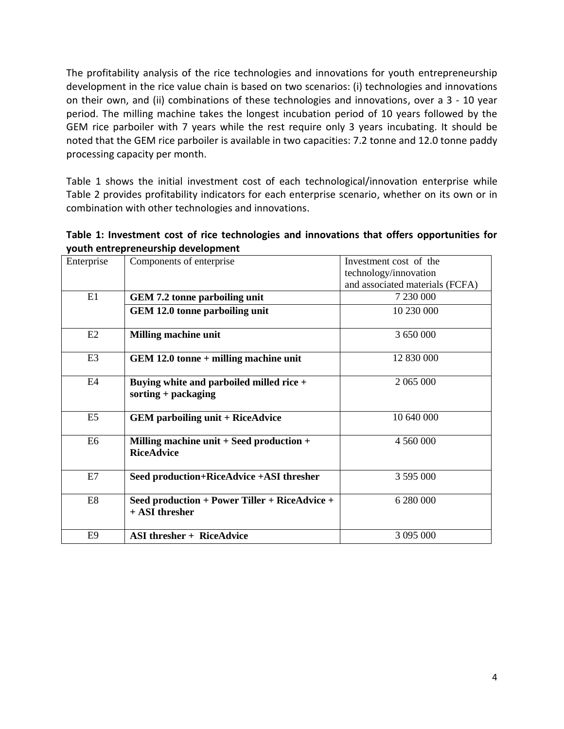The profitability analysis of the rice technologies and innovations for youth entrepreneurship development in the rice value chain is based on two scenarios: (i) technologies and innovations on their own, and (ii) combinations of these technologies and innovations, over a 3 - 10 year period. The milling machine takes the longest incubation period of 10 years followed by the GEM rice parboiler with 7 years while the rest require only 3 years incubating. It should be noted that the GEM rice parboiler is available in two capacities: 7.2 tonne and 12.0 tonne paddy processing capacity per month.

Table 1 shows the initial investment cost of each technological/innovation enterprise while Table 2 provides profitability indicators for each enterprise scenario, whether on its own or in combination with other technologies and innovations.

**Table 1: Investment cost of rice technologies and innovations that offers opportunities for youth entrepreneurship development**

| Enterprise | Components of enterprise | Investment cost of the technology/innovation and associated materials (FCFA) |
|---|---|---|
| E1 | **GEM 7.2 tonne parboiling unit** | 7 230 000 |
| | **GEM 12.0 tonne parboiling unit** | 10 230 000 |
| E2 | **Milling machine unit** | 3 650 000 |
| E3 | **GEM 12.0 tonne + milling machine unit** | 12 830 000 |
| E4 | **Buying white and parboiled milled rice + sorting + packaging** | 2 065 000 |
| E5 | **GEM parboiling unit + RiceAdvice** | 10 640 000 |
| E6 | **Milling machine unit + Seed production + RiceAdvice** | 4 560 000 |
| E7 | **Seed production+RiceAdvice +ASI thresher** | 3 595 000 |
| E8 | **Seed production + Power Tiller + RiceAdvice + + ASI thresher** | 6 280 000 |
| E9 | **ASI thresher + RiceAdvice** | 3 095 000 |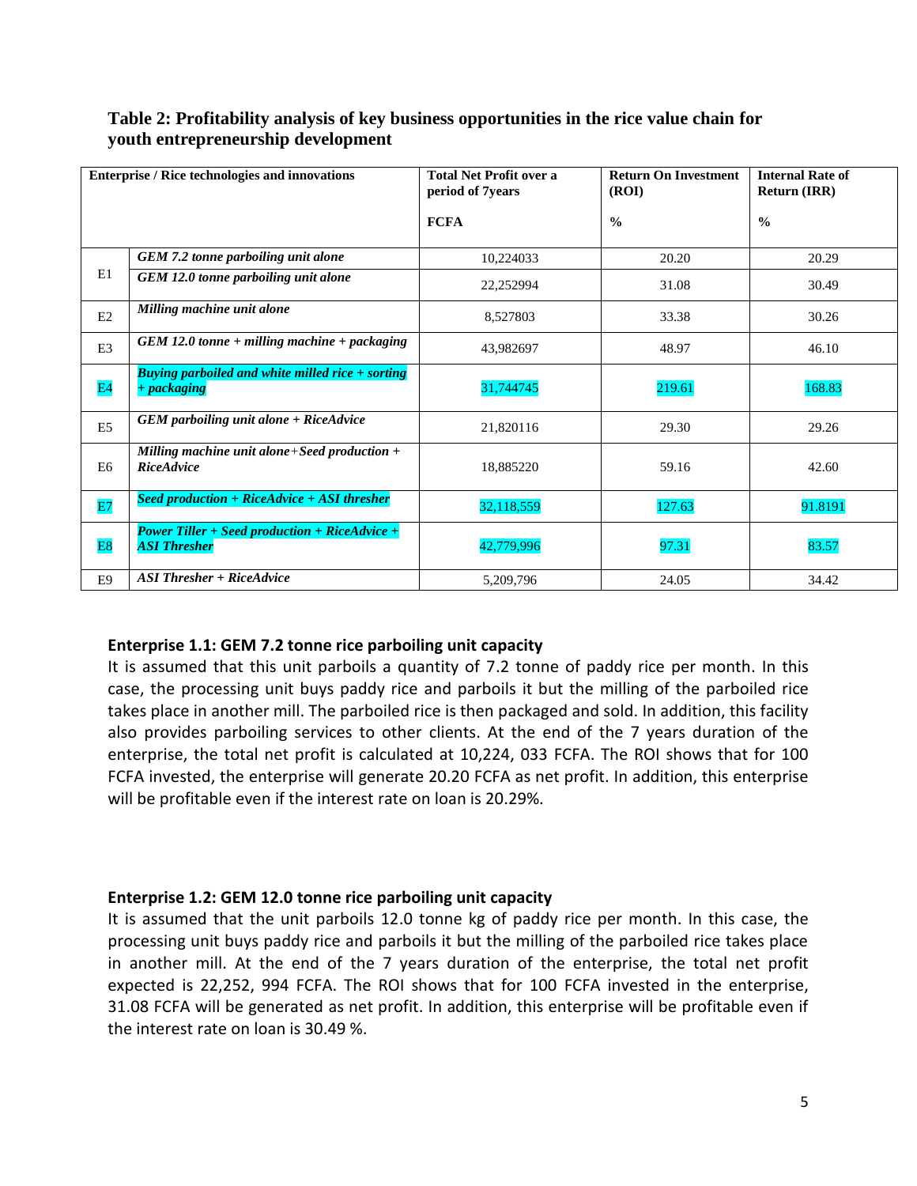**Table 2: Profitability analysis of key business opportunities in the rice value chain for youth entrepreneurship development**

| Enterprise / Rice technologies and innovations | | Total Net Profit over a period of 7years<br><br>FCFA | Return On Investment (ROI)<br><br>% | Internal Rate of Return (IRR)<br><br>% |
|---|---|---|---|---|
| E1 | *GEM 7.2 tonne parboiling unit alone* | 10,224033 | 20.20 | 20.29 |
| | *GEM 12.0 tonne parboiling unit alone* | 22,252994 | 31.08 | 30.49 |
| E2 | *Milling machine unit alone* | 8,527803 | 33.38 | 30.26 |
| E3 | *GEM 12.0 tonne + milling machine + packaging* | 43,982697 | 48.97 | 46.10 |
| E4 | *Buying parboiled and white milled rice + sorting + packaging* | 31,744745 | 219.61 | 168.83 |
| E5 | *GEM parboiling unit alone + RiceAdvice* | 21,820116 | 29.30 | 29.26 |
| E6 | *Milling machine unit alone+Seed production + RiceAdvice* | 18,885220 | 59.16 | 42.60 |
| E7 | *Seed production + RiceAdvice + ASI thresher* | 32,118,559 | 127.63 | 91.8191 |
| E8 | *Power Tiller + Seed production + RiceAdvice + ASI Thresher* | 42,779,996 | 97.31 | 83.57 |
| E9 | *ASI Thresher + RiceAdvice* | 5,209,796 | 24.05 | 34.42 |

**Enterprise 1.1: GEM 7.2 tonne rice parboiling unit capacity**

It is assumed that this unit parboils a quantity of 7.2 tonne of paddy rice per month. In this case, the processing unit buys paddy rice and parboils it but the milling of the parboiled rice takes place in another mill. The parboiled rice is then packaged and sold. In addition, this facility also provides parboiling services to other clients. At the end of the 7 years duration of the enterprise, the total net profit is calculated at 10,224, 033 FCFA. The ROI shows that for 100 FCFA invested, the enterprise will generate 20.20 FCFA as net profit. In addition, this enterprise will be profitable even if the interest rate on loan is 20.29%.

**Enterprise 1.2: GEM 12.0 tonne rice parboiling unit capacity**

It is assumed that the unit parboils 12.0 tonne kg of paddy rice per month. In this case, the processing unit buys paddy rice and parboils it but the milling of the parboiled rice takes place in another mill. At the end of the 7 years duration of the enterprise, the total net profit expected is 22,252, 994 FCFA. The ROI shows that for 100 FCFA invested in the enterprise, 31.08 FCFA will be generated as net profit. In addition, this enterprise will be profitable even if the interest rate on loan is 30.49 %.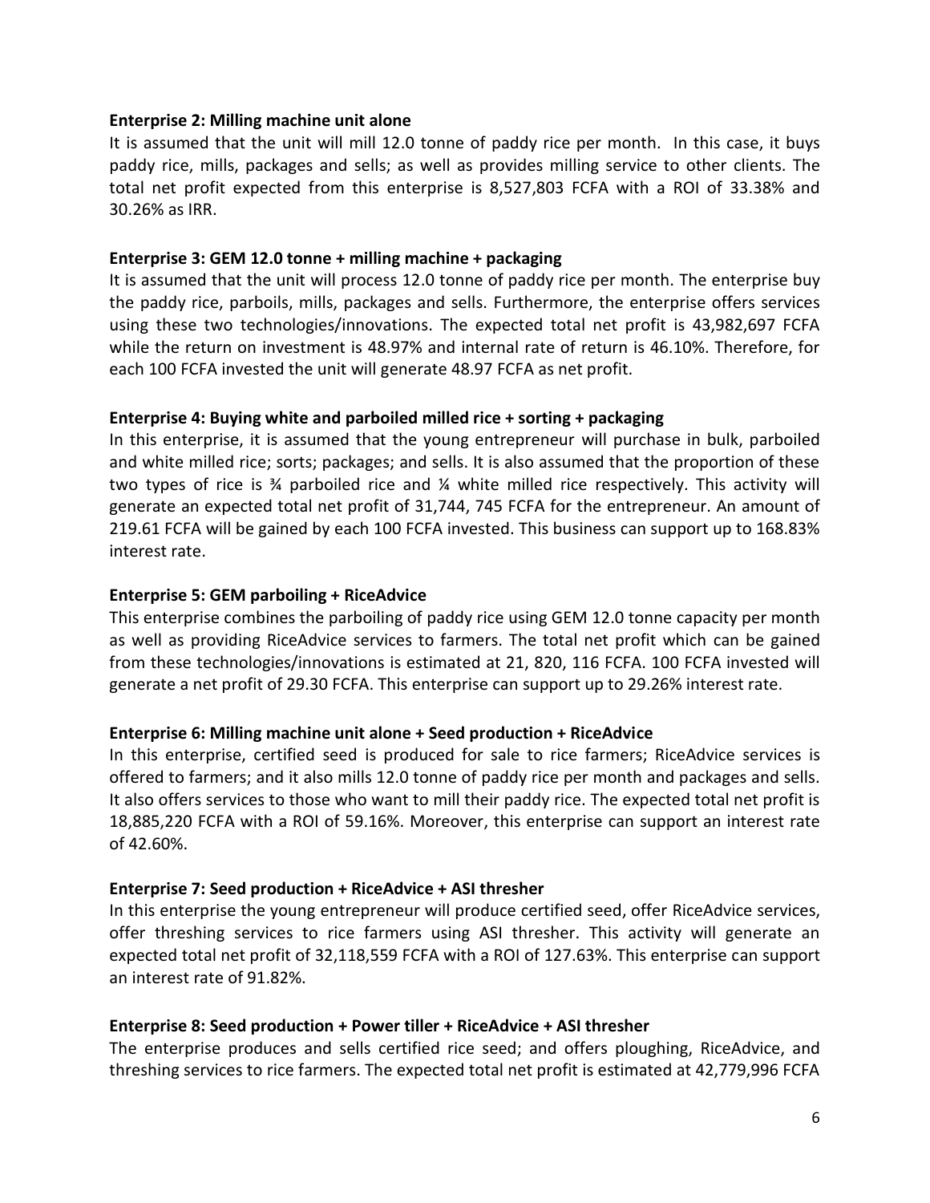**Enterprise 2: Milling machine unit alone**

It is assumed that the unit will mill 12.0 tonne of paddy rice per month. In this case, it buys paddy rice, mills, packages and sells; as well as provides milling service to other clients. The total net profit expected from this enterprise is 8,527,803 FCFA with a ROI of 33.38% and 30.26% as IRR.

**Enterprise 3: GEM 12.0 tonne + milling machine + packaging**

It is assumed that the unit will process 12.0 tonne of paddy rice per month. The enterprise buy the paddy rice, parboils, mills, packages and sells. Furthermore, the enterprise offers services using these two technologies/innovations. The expected total net profit is 43,982,697 FCFA while the return on investment is 48.97% and internal rate of return is 46.10%. Therefore, for each 100 FCFA invested the unit will generate 48.97 FCFA as net profit.

**Enterprise 4: Buying white and parboiled milled rice + sorting + packaging**

In this enterprise, it is assumed that the young entrepreneur will purchase in bulk, parboiled and white milled rice; sorts; packages; and sells. It is also assumed that the proportion of these two types of rice is ¾ parboiled rice and ¼ white milled rice respectively. This activity will generate an expected total net profit of 31,744, 745 FCFA for the entrepreneur. An amount of 219.61 FCFA will be gained by each 100 FCFA invested. This business can support up to 168.83% interest rate.

**Enterprise 5: GEM parboiling + RiceAdvice**

This enterprise combines the parboiling of paddy rice using GEM 12.0 tonne capacity per month as well as providing RiceAdvice services to farmers. The total net profit which can be gained from these technologies/innovations is estimated at 21, 820, 116 FCFA. 100 FCFA invested will generate a net profit of 29.30 FCFA. This enterprise can support up to 29.26% interest rate.

**Enterprise 6: Milling machine unit alone + Seed production + RiceAdvice**

In this enterprise, certified seed is produced for sale to rice farmers; RiceAdvice services is offered to farmers; and it also mills 12.0 tonne of paddy rice per month and packages and sells. It also offers services to those who want to mill their paddy rice. The expected total net profit is 18,885,220 FCFA with a ROI of 59.16%. Moreover, this enterprise can support an interest rate of 42.60%.

**Enterprise 7: Seed production + RiceAdvice + ASI thresher**

In this enterprise the young entrepreneur will produce certified seed, offer RiceAdvice services, offer threshing services to rice farmers using ASI thresher. This activity will generate an expected total net profit of 32,118,559 FCFA with a ROI of 127.63%. This enterprise can support an interest rate of 91.82%.

**Enterprise 8: Seed production + Power tiller + RiceAdvice + ASI thresher**

The enterprise produces and sells certified rice seed; and offers ploughing, RiceAdvice, and threshing services to rice farmers. The expected total net profit is estimated at 42,779,996 FCFA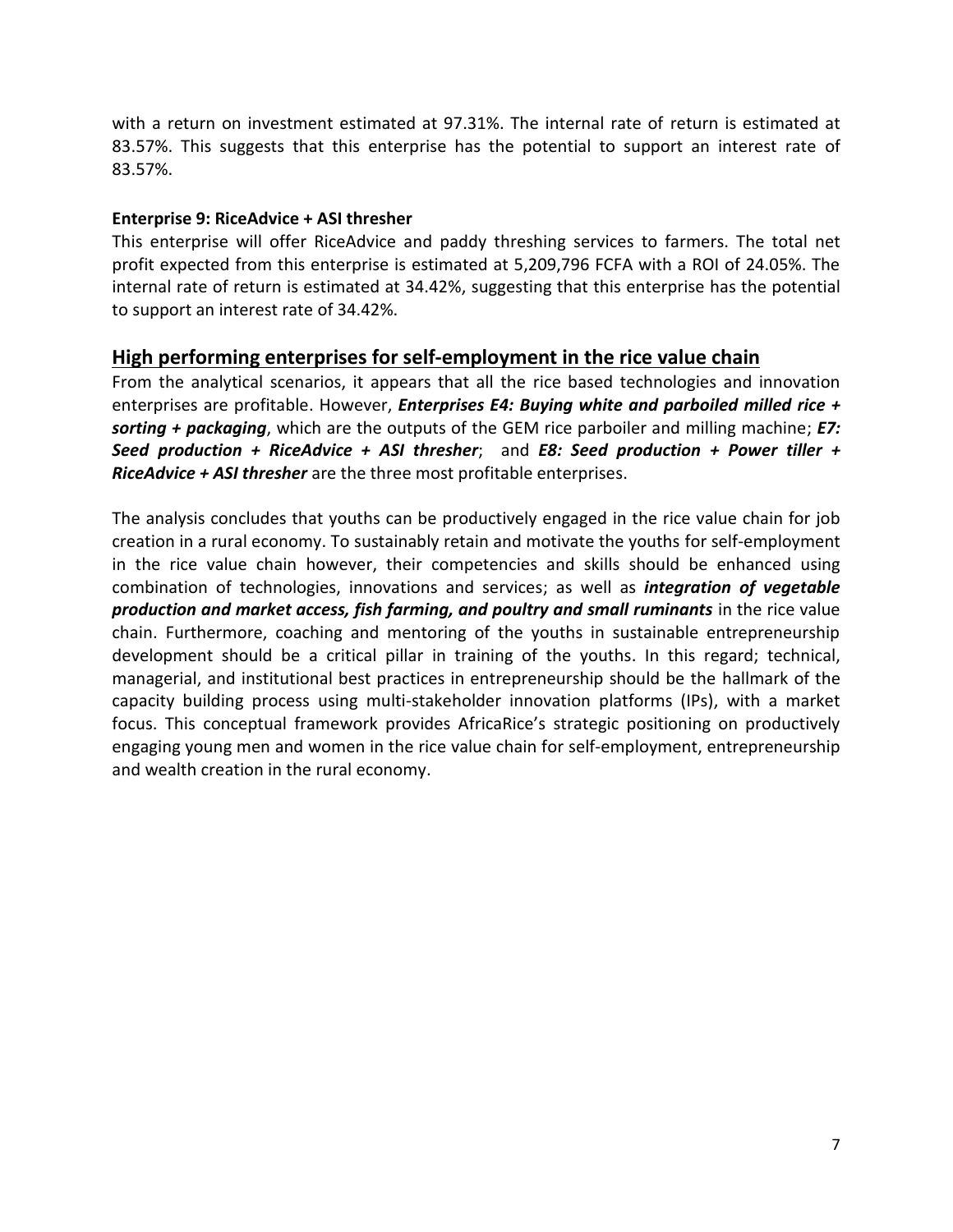with a return on investment estimated at 97.31%. The internal rate of return is estimated at 83.57%. This suggests that this enterprise has the potential to support an interest rate of 83.57%.

**Enterprise 9: RiceAdvice + ASI thresher**

This enterprise will offer RiceAdvice and paddy threshing services to farmers. The total net profit expected from this enterprise is estimated at 5,209,796 FCFA with a ROI of 24.05%. The internal rate of return is estimated at 34.42%, suggesting that this enterprise has the potential to support an interest rate of 34.42%.

## High performing enterprises for self-employment in the rice value chain

From the analytical scenarios, it appears that all the rice based technologies and innovation enterprises are profitable. However, ***Enterprises E4: Buying white and parboiled milled rice + sorting + packaging***, which are the outputs of the GEM rice parboiler and milling machine; ***E7: Seed production + RiceAdvice + ASI thresher***; and ***E8: Seed production + Power tiller + RiceAdvice + ASI thresher*** are the three most profitable enterprises.

The analysis concludes that youths can be productively engaged in the rice value chain for job creation in a rural economy. To sustainably retain and motivate the youths for self-employment in the rice value chain however, their competencies and skills should be enhanced using combination of technologies, innovations and services; as well as ***integration of vegetable production and market access, fish farming, and poultry and small ruminants*** in the rice value chain. Furthermore, coaching and mentoring of the youths in sustainable entrepreneurship development should be a critical pillar in training of the youths. In this regard; technical, managerial, and institutional best practices in entrepreneurship should be the hallmark of the capacity building process using multi-stakeholder innovation platforms (IPs), with a market focus. This conceptual framework provides AfricaRice's strategic positioning on productively engaging young men and women in the rice value chain for self-employment, entrepreneurship and wealth creation in the rural economy.